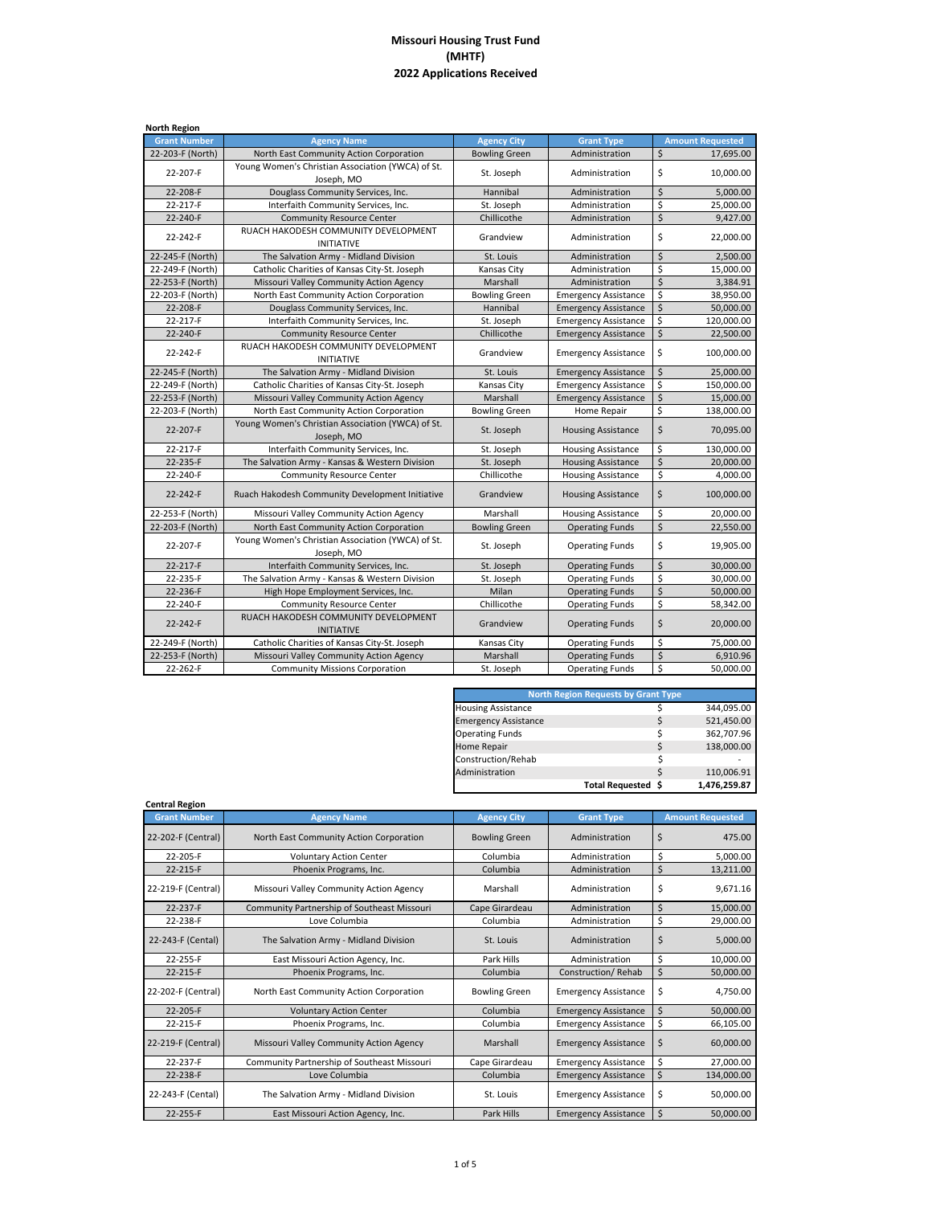# Missouri Housing Trust Fund
# (MHTF)
# 2022 Applications Received

**North Region**

| Grant Number | Agency Name | Agency City | Grant Type | Amount Requested |
|---|---|---|---|---|
| 22-203-F (North) | North East Community Action Corporation | Bowling Green | Administration | $ 17,695.00 |
| 22-207-F | Young Women's Christian Association (YWCA) of St. Joseph, MO | St. Joseph | Administration | $ 10,000.00 |
| 22-208-F | Douglass Community Services, Inc. | Hannibal | Administration | $ 5,000.00 |
| 22-217-F | Interfaith Community Services, Inc. | St. Joseph | Administration | $ 25,000.00 |
| 22-240-F | Community Resource Center | Chillicothe | Administration | $ 9,427.00 |
| 22-242-F | RUACH HAKODESH COMMUNITY DEVELOPMENT INITIATIVE | Grandview | Administration | $ 22,000.00 |
| 22-245-F (North) | The Salvation Army - Midland Division | St. Louis | Administration | $ 2,500.00 |
| 22-249-F (North) | Catholic Charities of Kansas City-St. Joseph | Kansas City | Administration | $ 15,000.00 |
| 22-253-F (North) | Missouri Valley Community Action Agency | Marshall | Administration | $ 3,384.91 |
| 22-203-F (North) | North East Community Action Corporation | Bowling Green | Emergency Assistance | $ 38,950.00 |
| 22-208-F | Douglass Community Services, Inc. | Hannibal | Emergency Assistance | $ 50,000.00 |
| 22-217-F | Interfaith Community Services, Inc. | St. Joseph | Emergency Assistance | $ 120,000.00 |
| 22-240-F | Community Resource Center | Chillicothe | Emergency Assistance | $ 22,500.00 |
| 22-242-F | RUACH HAKODESH COMMUNITY DEVELOPMENT INITIATIVE | Grandview | Emergency Assistance | $ 100,000.00 |
| 22-245-F (North) | The Salvation Army - Midland Division | St. Louis | Emergency Assistance | $ 25,000.00 |
| 22-249-F (North) | Catholic Charities of Kansas City-St. Joseph | Kansas City | Emergency Assistance | $ 150,000.00 |
| 22-253-F (North) | Missouri Valley Community Action Agency | Marshall | Emergency Assistance | $ 15,000.00 |
| 22-203-F (North) | North East Community Action Corporation | Bowling Green | Home Repair | $ 138,000.00 |
| 22-207-F | Young Women's Christian Association (YWCA) of St. Joseph, MO | St. Joseph | Housing Assistance | $ 70,095.00 |
| 22-217-F | Interfaith Community Services, Inc. | St. Joseph | Housing Assistance | $ 130,000.00 |
| 22-235-F | The Salvation Army - Kansas & Western Division | St. Joseph | Housing Assistance | $ 20,000.00 |
| 22-240-F | Community Resource Center | Chillicothe | Housing Assistance | $ 4,000.00 |
| 22-242-F | Ruach Hakodesh Community Development Initiative | Grandview | Housing Assistance | $ 100,000.00 |
| 22-253-F (North) | Missouri Valley Community Action Agency | Marshall | Housing Assistance | $ 20,000.00 |
| 22-203-F (North) | North East Community Action Corporation | Bowling Green | Operating Funds | $ 22,550.00 |
| 22-207-F | Young Women's Christian Association (YWCA) of St. Joseph, MO | St. Joseph | Operating Funds | $ 19,905.00 |
| 22-217-F | Interfaith Community Services, Inc. | St. Joseph | Operating Funds | $ 30,000.00 |
| 22-235-F | The Salvation Army - Kansas & Western Division | St. Joseph | Operating Funds | $ 30,000.00 |
| 22-236-F | High Hope Employment Services, Inc. | Milan | Operating Funds | $ 50,000.00 |
| 22-240-F | Community Resource Center | Chillicothe | Operating Funds | $ 58,342.00 |
| 22-242-F | RUACH HAKODESH COMMUNITY DEVELOPMENT INITIATIVE | Grandview | Operating Funds | $ 20,000.00 |
| 22-249-F (North) | Catholic Charities of Kansas City-St. Joseph | Kansas City | Operating Funds | $ 75,000.00 |
| 22-253-F (North) | Missouri Valley Community Action Agency | Marshall | Operating Funds | $ 6,910.96 |
| 22-262-F | Community Missions Corporation | St. Joseph | Operating Funds | $ 50,000.00 |

| North Region Requests by Grant Type | |
|---|---|
| Housing Assistance | $ 344,095.00 |
| Emergency Assistance | $ 521,450.00 |
| Operating Funds | $ 362,707.96 |
| Home Repair | $ 138,000.00 |
| Construction/Rehab | $ - |
| Administration | $ 110,006.91 |
| **Total Requested** | **$ 1,476,259.87** |

**Central Region**

| Grant Number | Agency Name | Agency City | Grant Type | Amount Requested |
|---|---|---|---|---|
| 22-202-F (Central) | North East Community Action Corporation | Bowling Green | Administration | $ 475.00 |
| 22-205-F | Voluntary Action Center | Columbia | Administration | $ 5,000.00 |
| 22-215-F | Phoenix Programs, Inc. | Columbia | Administration | $ 13,211.00 |
| 22-219-F (Central) | Missouri Valley Community Action Agency | Marshall | Administration | $ 9,671.16 |
| 22-237-F | Community Partnership of Southeast Missouri | Cape Girardeau | Administration | $ 15,000.00 |
| 22-238-F | Love Columbia | Columbia | Administration | $ 29,000.00 |
| 22-243-F (Cental) | The Salvation Army - Midland Division | St. Louis | Administration | $ 5,000.00 |
| 22-255-F | East Missouri Action Agency, Inc. | Park Hills | Administration | $ 10,000.00 |
| 22-215-F | Phoenix Programs, Inc. | Columbia | Construction/ Rehab | $ 50,000.00 |
| 22-202-F (Central) | North East Community Action Corporation | Bowling Green | Emergency Assistance | $ 4,750.00 |
| 22-205-F | Voluntary Action Center | Columbia | Emergency Assistance | $ 50,000.00 |
| 22-215-F | Phoenix Programs, Inc. | Columbia | Emergency Assistance | $ 66,105.00 |
| 22-219-F (Central) | Missouri Valley Community Action Agency | Marshall | Emergency Assistance | $ 60,000.00 |
| 22-237-F | Community Partnership of Southeast Missouri | Cape Girardeau | Emergency Assistance | $ 27,000.00 |
| 22-238-F | Love Columbia | Columbia | Emergency Assistance | $ 134,000.00 |
| 22-243-F (Cental) | The Salvation Army - Midland Division | St. Louis | Emergency Assistance | $ 50,000.00 |
| 22-255-F | East Missouri Action Agency, Inc. | Park Hills | Emergency Assistance | $ 50,000.00 |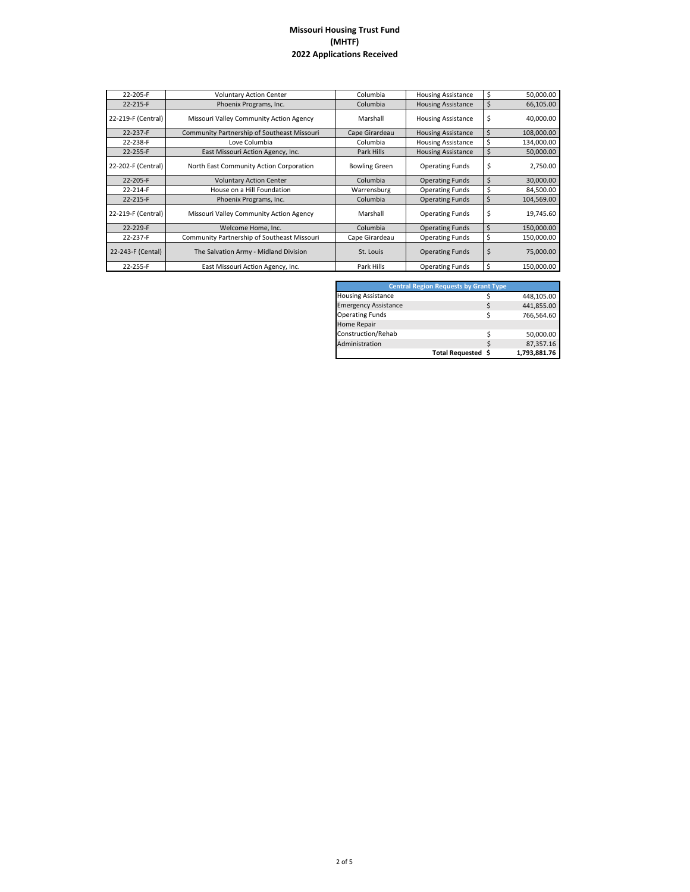**Missouri Housing Trust Fund**
**(MHTF)**
**2022 Applications Received**

| | | | | |
|---|---|---|---|---|
| 22-205-F | Voluntary Action Center | Columbia | Housing Assistance | $ 50,000.00 |
| 22-215-F | Phoenix Programs, Inc. | Columbia | Housing Assistance | $ 66,105.00 |
| 22-219-F (Central) | Missouri Valley Community Action Agency | Marshall | Housing Assistance | $ 40,000.00 |
| 22-237-F | Community Partnership of Southeast Missouri | Cape Girardeau | Housing Assistance | $ 108,000.00 |
| 22-238-F | Love Columbia | Columbia | Housing Assistance | $ 134,000.00 |
| 22-255-F | East Missouri Action Agency, Inc. | Park Hills | Housing Assistance | $ 50,000.00 |
| 22-202-F (Central) | North East Community Action Corporation | Bowling Green | Operating Funds | $ 2,750.00 |
| 22-205-F | Voluntary Action Center | Columbia | Operating Funds | $ 30,000.00 |
| 22-214-F | House on a Hill Foundation | Warrensburg | Operating Funds | $ 84,500.00 |
| 22-215-F | Phoenix Programs, Inc. | Columbia | Operating Funds | $ 104,569.00 |
| 22-219-F (Central) | Missouri Valley Community Action Agency | Marshall | Operating Funds | $ 19,745.60 |
| 22-229-F | Welcome Home, Inc. | Columbia | Operating Funds | $ 150,000.00 |
| 22-237-F | Community Partnership of Southeast Missouri | Cape Girardeau | Operating Funds | $ 150,000.00 |
| 22-243-F (Cental) | The Salvation Army - Midland Division | St. Louis | Operating Funds | $ 75,000.00 |
| 22-255-F | East Missouri Action Agency, Inc. | Park Hills | Operating Funds | $ 150,000.00 |

| Central Region Requests by Grant Type | |
|---|---|
| Housing Assistance | $ 448,105.00 |
| Emergency Assistance | $ 441,855.00 |
| Operating Funds | $ 766,564.60 |
| Home Repair | |
| Construction/Rehab | $ 50,000.00 |
| Administration | $ 87,357.16 |
| **Total Requested** | **$ 1,793,881.76** |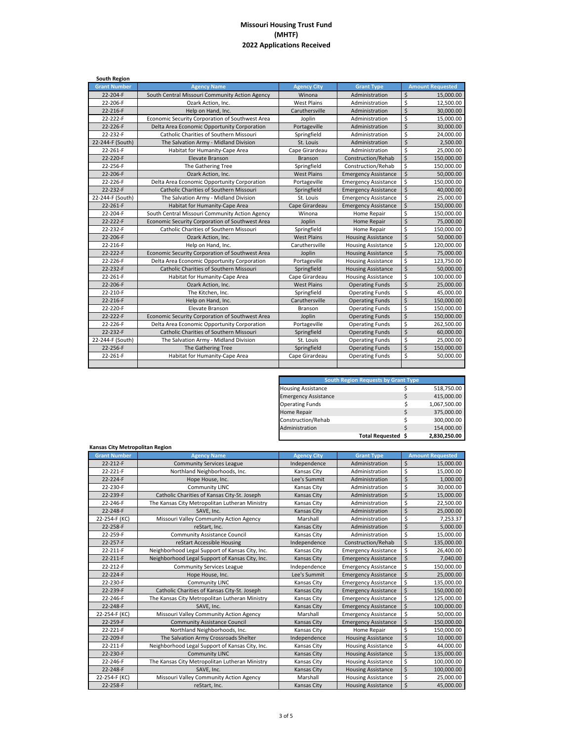# Missouri Housing Trust Fund
# (MHTF)
# 2022 Applications Received

**South Region**

| Grant Number | Agency Name | Agency City | Grant Type | Amount Requested |
|---|---|---|---|---|
| 22-204-F | South Central Missouri Community Action Agency | Winona | Administration | $ 15,000.00 |
| 22-206-F | Ozark Action, Inc. | West Plains | Administration | $ 12,500.00 |
| 22-216-F | Help on Hand, Inc. | Caruthersville | Administration | $ 30,000.00 |
| 22-222-F | Economic Security Corporation of Southwest Area | Joplin | Administration | $ 15,000.00 |
| 22-226-F | Delta Area Economic Opportunity Corporation | Portageville | Administration | $ 30,000.00 |
| 22-232-F | Catholic Charities of Southern Missouri | Springfield | Administration | $ 24,000.00 |
| 22-244-F (South) | The Salvation Army - Midland Division | St. Louis | Administration | $ 2,500.00 |
| 22-261-F | Habitat for Humanity-Cape Area | Cape Girardeau | Administration | $ 25,000.00 |
| 22-220-F | Elevate Branson | Branson | Construction/Rehab | $ 150,000.00 |
| 22-256-F | The Gathering Tree | Springfield | Construction/Rehab | $ 150,000.00 |
| 22-206-F | Ozark Action, Inc. | West Plains | Emergency Assistance | $ 50,000.00 |
| 22-226-F | Delta Area Economic Opportunity Corporation | Portageville | Emergency Assistance | $ 150,000.00 |
| 22-232-F | Catholic Charities of Southern Missouri | Springfield | Emergency Assistance | $ 40,000.00 |
| 22-244-F (South) | The Salvation Army - Midland Division | St. Louis | Emergency Assistance | $ 25,000.00 |
| 22-261-F | Habitat for Humanity-Cape Area | Cape Girardeau | Emergency Assistance | $ 150,000.00 |
| 22-204-F | South Central Missouri Community Action Agency | Winona | Home Repair | $ 150,000.00 |
| 22-222-F | Economic Security Corporation of Southwest Area | Joplin | Home Repair | $ 75,000.00 |
| 22-232-F | Catholic Charities of Southern Missouri | Springfield | Home Repair | $ 150,000.00 |
| 22-206-F | Ozark Action, Inc. | West Plains | Housing Assistance | $ 50,000.00 |
| 22-216-F | Help on Hand, Inc. | Caruthersville | Housing Assistance | $ 120,000.00 |
| 22-222-F | Economic Security Corporation of Southwest Area | Joplin | Housing Assistance | $ 75,000.00 |
| 22-226-F | Delta Area Economic Opportunity Corporation | Portageville | Housing Assistance | $ 123,750.00 |
| 22-232-F | Catholic Charities of Southern Missouri | Springfield | Housing Assistance | $ 50,000.00 |
| 22-261-F | Habitat for Humanity-Cape Area | Cape Girardeau | Housing Assistance | $ 100,000.00 |
| 22-206-F | Ozark Action, Inc. | West Plains | Operating Funds | $ 25,000.00 |
| 22-210-F | The Kitchen, Inc. | Springfield | Operating Funds | $ 45,000.00 |
| 22-216-F | Help on Hand, Inc. | Caruthersville | Operating Funds | $ 150,000.00 |
| 22-220-F | Elevate Branson | Branson | Operating Funds | $ 150,000.00 |
| 22-222-F | Economic Security Corporation of Southwest Area | Joplin | Operating Funds | $ 150,000.00 |
| 22-226-F | Delta Area Economic Opportunity Corporation | Portageville | Operating Funds | $ 262,500.00 |
| 22-232-F | Catholic Charities of Southern Missouri | Springfield | Operating Funds | $ 60,000.00 |
| 22-244-F (South) | The Salvation Army - Midland Division | St. Louis | Operating Funds | $ 25,000.00 |
| 22-256-F | The Gathering Tree | Springfield | Operating Funds | $ 150,000.00 |
| 22-261-F | Habitat for Humanity-Cape Area | Cape Girardeau | Operating Funds | $ 50,000.00 |

| South Region Requests by Grant Type | |
|---|---|
| Housing Assistance | $ 518,750.00 |
| Emergency Assistance | $ 415,000.00 |
| Operating Funds | $ 1,067,500.00 |
| Home Repair | $ 375,000.00 |
| Construction/Rehab | $ 300,000.00 |
| Administration | $ 154,000.00 |
| **Total Requested** | **$ 2,830,250.00** |

**Kansas City Metropolitan Region**

| Grant Number | Agency Name | Agency City | Grant Type | Amount Requested |
|---|---|---|---|---|
| 22-212-F | Community Services League | Independence | Administration | $ 15,000.00 |
| 22-221-F | Northland Neighborhoods, Inc. | Kansas City | Administration | $ 15,000.00 |
| 22-224-F | Hope House, Inc. | Lee's Summit | Administration | $ 1,000.00 |
| 22-230-F | Community LINC | Kansas City | Administration | $ 30,000.00 |
| 22-239-F | Catholic Charities of Kansas City-St. Joseph | Kansas City | Administration | $ 15,000.00 |
| 22-246-F | The Kansas City Metropolitan Lutheran Ministry | Kansas City | Administration | $ 22,500.00 |
| 22-248-F | SAVE, Inc. | Kansas City | Administration | $ 25,000.00 |
| 22-254-F (KC) | Missouri Valley Community Action Agency | Marshall | Administration | $ 7,253.37 |
| 22-258-F | reStart, Inc. | Kansas City | Administration | $ 5,000.00 |
| 22-259-F | Community Assistance Council | Kansas City | Administration | $ 15,000.00 |
| 22-257-F | reStart Accessible Housing | Independence | Construction/Rehab | $ 135,000.00 |
| 22-211-F | Neighborhood Legal Support of Kansas City, Inc. | Kansas City | Emergency Assistance | $ 26,400.00 |
| 22-211-F | Neighborhood Legal Support of Kansas City, Inc. | Kansas City | Emergency Assistance | $ 7,040.00 |
| 22-212-F | Community Services League | Independence | Emergency Assistance | $ 150,000.00 |
| 22-224-F | Hope House, Inc. | Lee's Summit | Emergency Assistance | $ 25,000.00 |
| 22-230-F | Community LINC | Kansas City | Emergency Assistance | $ 135,000.00 |
| 22-239-F | Catholic Charities of Kansas City-St. Joseph | Kansas City | Emergency Assistance | $ 150,000.00 |
| 22-246-F | The Kansas City Metropolitan Lutheran Ministry | Kansas City | Emergency Assistance | $ 125,000.00 |
| 22-248-F | SAVE, Inc. | Kansas City | Emergency Assistance | $ 100,000.00 |
| 22-254-F (KC) | Missouri Valley Community Action Agency | Marshall | Emergency Assistance | $ 50,000.00 |
| 22-259-F | Community Assistance Council | Kansas City | Emergency Assistance | $ 150,000.00 |
| 22-221-F | Northland Neighborhoods, Inc. | Kansas City | Home Repair | $ 150,000.00 |
| 22-209-F | The Salvation Army Crossroads Shelter | Independence | Housing Assistance | $ 10,000.00 |
| 22-211-F | Neighborhood Legal Support of Kansas City, Inc. | Kansas City | Housing Assistance | $ 44,000.00 |
| 22-230-F | Community LINC | Kansas City | Housing Assistance | $ 135,000.00 |
| 22-246-F | The Kansas City Metropolitan Lutheran Ministry | Kansas City | Housing Assistance | $ 100,000.00 |
| 22-248-F | SAVE, Inc. | Kansas City | Housing Assistance | $ 100,000.00 |
| 22-254-F (KC) | Missouri Valley Community Action Agency | Marshall | Housing Assistance | $ 25,000.00 |
| 22-258-F | reStart, Inc. | Kansas City | Housing Assistance | $ 45,000.00 |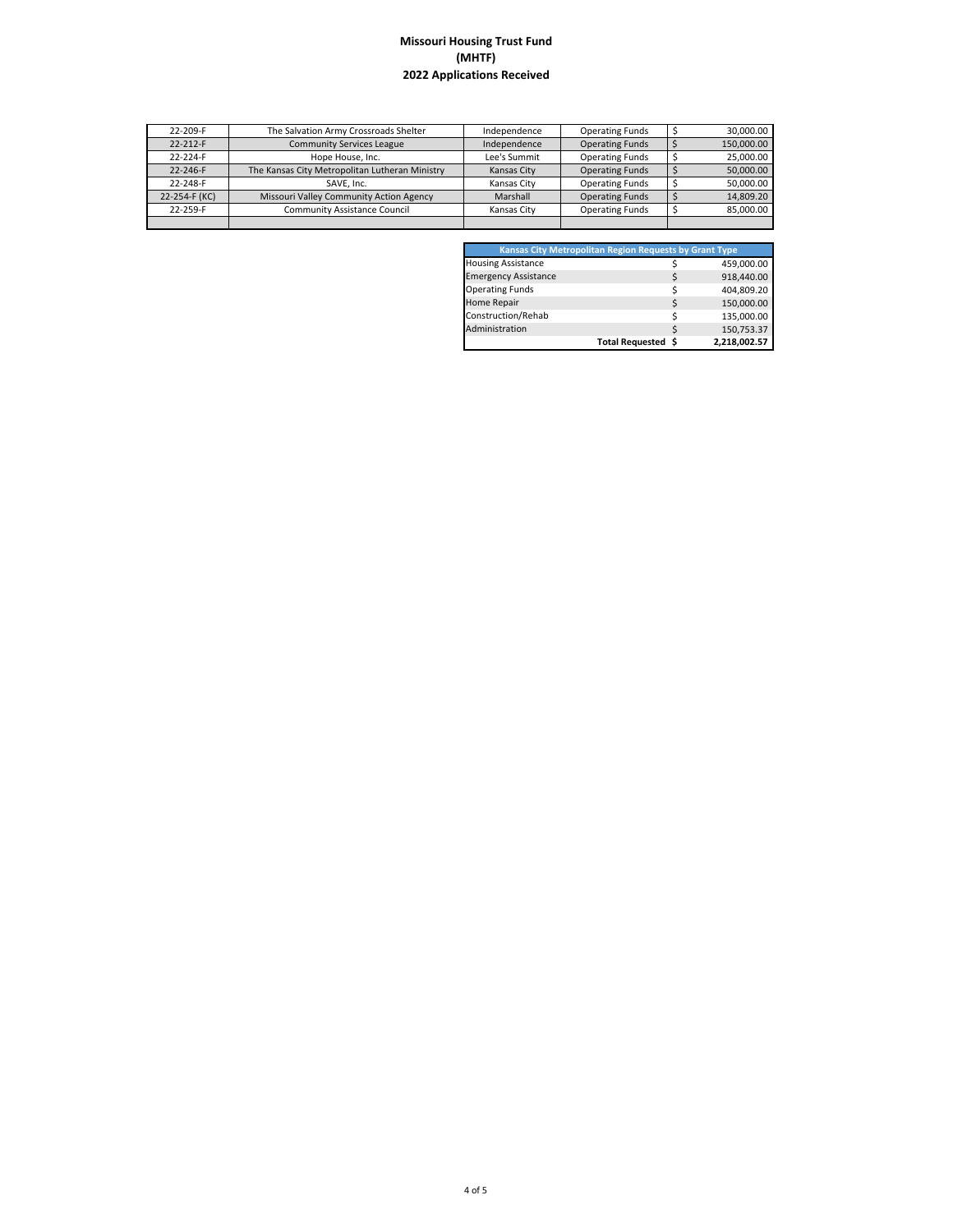# Missouri Housing Trust Fund
## (MHTF)
## 2022 Applications Received

| | | | | |
|---|---|---|---|---|
| 22-209-F | The Salvation Army Crossroads Shelter | Independence | Operating Funds | $ 30,000.00 |
| 22-212-F | Community Services League | Independence | Operating Funds | $ 150,000.00 |
| 22-224-F | Hope House, Inc. | Lee's Summit | Operating Funds | $ 25,000.00 |
| 22-246-F | The Kansas City Metropolitan Lutheran Ministry | Kansas City | Operating Funds | $ 50,000.00 |
| 22-248-F | SAVE, Inc. | Kansas City | Operating Funds | $ 50,000.00 |
| 22-254-F (KC) | Missouri Valley Community Action Agency | Marshall | Operating Funds | $ 14,809.20 |
| 22-259-F | Community Assistance Council | Kansas City | Operating Funds | $ 85,000.00 |
| | | | | |

| Kansas City Metropolitan Region Requests by Grant Type | |
|---|---|
| Housing Assistance | $ 459,000.00 |
| Emergency Assistance | $ 918,440.00 |
| Operating Funds | $ 404,809.20 |
| Home Repair | $ 150,000.00 |
| Construction/Rehab | $ 135,000.00 |
| Administration | $ 150,753.37 |
| **Total Requested** | **$ 2,218,002.57** |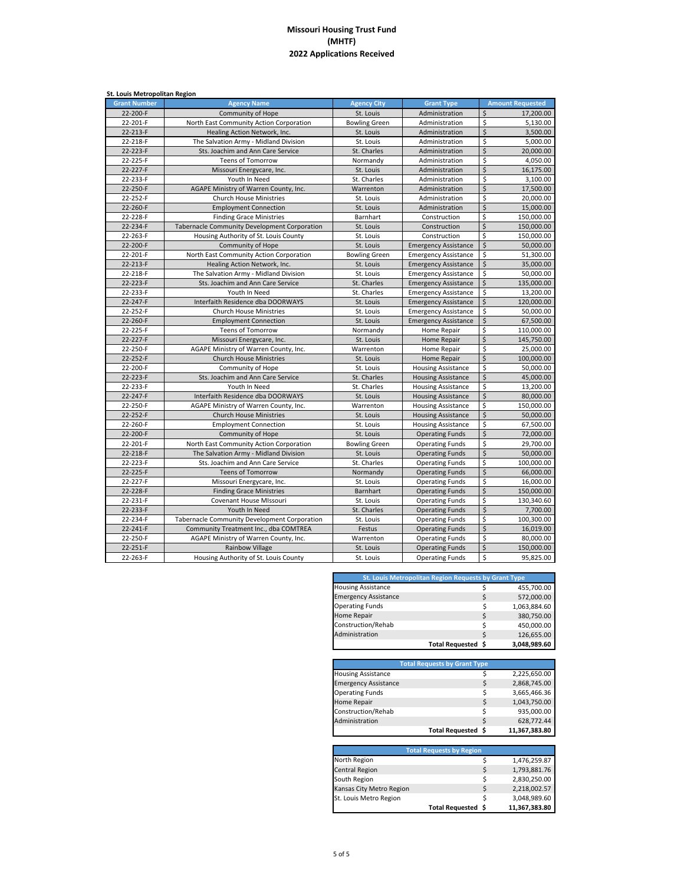# Missouri Housing Trust Fund
# (MHTF)
# 2022 Applications Received

**St. Louis Metropolitan Region**

| Grant Number | Agency Name | Agency City | Grant Type | Amount Requested |
|---|---|---|---|---|
| 22-200-F | Community of Hope | St. Louis | Administration | $ 17,200.00 |
| 22-201-F | North East Community Action Corporation | Bowling Green | Administration | $ 5,130.00 |
| 22-213-F | Healing Action Network, Inc. | St. Louis | Administration | $ 3,500.00 |
| 22-218-F | The Salvation Army - Midland Division | St. Louis | Administration | $ 5,000.00 |
| 22-223-F | Sts. Joachim and Ann Care Service | St. Charles | Administration | $ 20,000.00 |
| 22-225-F | Teens of Tomorrow | Normandy | Administration | $ 4,050.00 |
| 22-227-F | Missouri Energycare, Inc. | St. Louis | Administration | $ 16,175.00 |
| 22-233-F | Youth In Need | St. Charles | Administration | $ 3,100.00 |
| 22-250-F | AGAPE Ministry of Warren County, Inc. | Warrenton | Administration | $ 17,500.00 |
| 22-252-F | Church House Ministries | St. Louis | Administration | $ 20,000.00 |
| 22-260-F | Employment Connection | St. Louis | Administration | $ 15,000.00 |
| 22-228-F | Finding Grace Ministries | Barnhart | Construction | $ 150,000.00 |
| 22-234-F | Tabernacle Community Development Corporation | St. Louis | Construction | $ 150,000.00 |
| 22-263-F | Housing Authority of St. Louis County | St. Louis | Construction | $ 150,000.00 |
| 22-200-F | Community of Hope | St. Louis | Emergency Assistance | $ 50,000.00 |
| 22-201-F | North East Community Action Corporation | Bowling Green | Emergency Assistance | $ 51,300.00 |
| 22-213-F | Healing Action Network, Inc. | St. Louis | Emergency Assistance | $ 35,000.00 |
| 22-218-F | The Salvation Army - Midland Division | St. Louis | Emergency Assistance | $ 50,000.00 |
| 22-223-F | Sts. Joachim and Ann Care Service | St. Charles | Emergency Assistance | $ 135,000.00 |
| 22-233-F | Youth In Need | St. Charles | Emergency Assistance | $ 13,200.00 |
| 22-247-F | Interfaith Residence dba DOORWAYS | St. Louis | Emergency Assistance | $ 120,000.00 |
| 22-252-F | Church House Ministries | St. Louis | Emergency Assistance | $ 50,000.00 |
| 22-260-F | Employment Connection | St. Louis | Emergency Assistance | $ 67,500.00 |
| 22-225-F | Teens of Tomorrow | Normandy | Home Repair | $ 110,000.00 |
| 22-227-F | Missouri Energycare, Inc. | St. Louis | Home Repair | $ 145,750.00 |
| 22-250-F | AGAPE Ministry of Warren County, Inc. | Warrenton | Home Repair | $ 25,000.00 |
| 22-252-F | Church House Ministries | St. Louis | Home Repair | $ 100,000.00 |
| 22-200-F | Community of Hope | St. Louis | Housing Assistance | $ 50,000.00 |
| 22-223-F | Sts. Joachim and Ann Care Service | St. Charles | Housing Assistance | $ 45,000.00 |
| 22-233-F | Youth In Need | St. Charles | Housing Assistance | $ 13,200.00 |
| 22-247-F | Interfaith Residence dba DOORWAYS | St. Louis | Housing Assistance | $ 80,000.00 |
| 22-250-F | AGAPE Ministry of Warren County, Inc. | Warrenton | Housing Assistance | $ 150,000.00 |
| 22-252-F | Church House Ministries | St. Louis | Housing Assistance | $ 50,000.00 |
| 22-260-F | Employment Connection | St. Louis | Housing Assistance | $ 67,500.00 |
| 22-200-F | Community of Hope | St. Louis | Operating Funds | $ 72,000.00 |
| 22-201-F | North East Community Action Corporation | Bowling Green | Operating Funds | $ 29,700.00 |
| 22-218-F | The Salvation Army - Midland Division | St. Louis | Operating Funds | $ 50,000.00 |
| 22-223-F | Sts. Joachim and Ann Care Service | St. Charles | Operating Funds | $ 100,000.00 |
| 22-225-F | Teens of Tomorrow | Normandy | Operating Funds | $ 66,000.00 |
| 22-227-F | Missouri Energycare, Inc. | St. Louis | Operating Funds | $ 16,000.00 |
| 22-228-F | Finding Grace Ministries | Barnhart | Operating Funds | $ 150,000.00 |
| 22-231-F | Covenant House MIssouri | St. Louis | Operating Funds | $ 130,340.60 |
| 22-233-F | Youth In Need | St. Charles | Operating Funds | $ 7,700.00 |
| 22-234-F | Tabernacle Community Development Corporation | St. Louis | Operating Funds | $ 100,300.00 |
| 22-241-F | Community Treatment Inc., dba COMTREA | Festus | Operating Funds | $ 16,019.00 |
| 22-250-F | AGAPE Ministry of Warren County, Inc. | Warrenton | Operating Funds | $ 80,000.00 |
| 22-251-F | Rainbow Village | St. Louis | Operating Funds | $ 150,000.00 |
| 22-263-F | Housing Authority of St. Louis County | St. Louis | Operating Funds | $ 95,825.00 |

| St. Louis Metropolitan Region Requests by Grant Type | |
|---|---|
| Housing Assistance | $ 455,700.00 |
| Emergency Assistance | $ 572,000.00 |
| Operating Funds | $ 1,063,884.60 |
| Home Repair | $ 380,750.00 |
| Construction/Rehab | $ 450,000.00 |
| Administration | $ 126,655.00 |
| **Total Requested** | **$ 3,048,989.60** |

| Total Requests by Grant Type | |
|---|---|
| Housing Assistance | $ 2,225,650.00 |
| Emergency Assistance | $ 2,868,745.00 |
| Operating Funds | $ 3,665,466.36 |
| Home Repair | $ 1,043,750.00 |
| Construction/Rehab | $ 935,000.00 |
| Administration | $ 628,772.44 |
| **Total Requested** | **$ 11,367,383.80** |

| Total Requests by Region | |
|---|---|
| North Region | $ 1,476,259.87 |
| Central Region | $ 1,793,881.76 |
| South Region | $ 2,830,250.00 |
| Kansas City Metro Region | $ 2,218,002.57 |
| St. Louis Metro Region | $ 3,048,989.60 |
| **Total Requested** | **$ 11,367,383.80** |